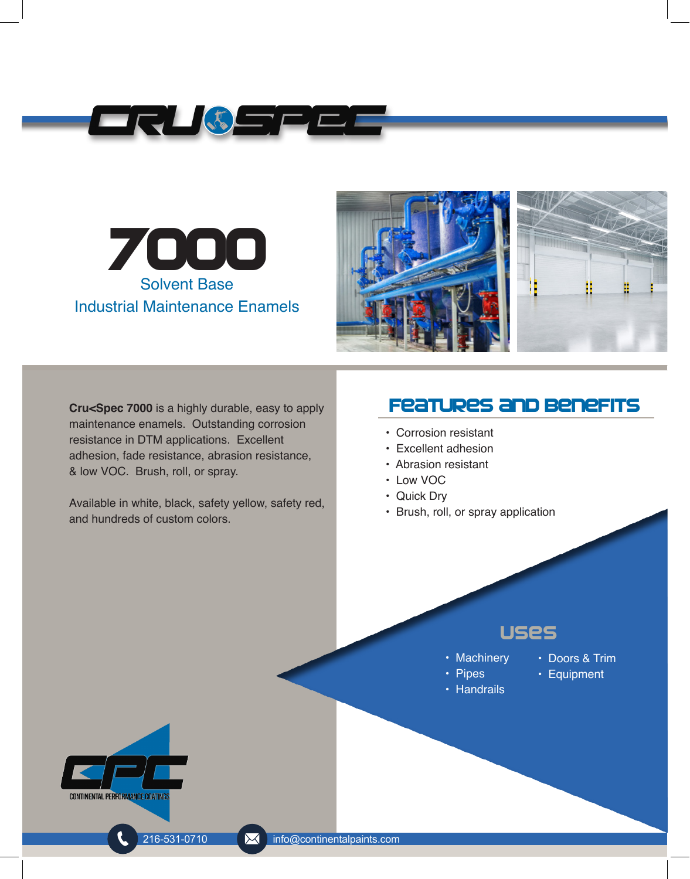# CRU SPEC

# 7000

## Solvent Base
## Industrial Maintenance Enamels

**Cru<Spec 7000** is a highly durable, easy to apply maintenance enamels. Outstanding corrosion resistance in DTM applications. Excellent adhesion, fade resistance, abrasion resistance, & low VOC. Brush, roll, or spray.

Available in white, black, safety yellow, safety red, and hundreds of custom colors.

## Features and Benefits

- Corrosion resistant
- Excellent adhesion
- Abrasion resistant
- Low VOC
- Quick Dry
- Brush, roll, or spray application

## Uses

- Machinery
- Pipes
- Handrails
- Doors & Trim
- Equipment

CPC
CONTINENTAL PERFORMANCE COATINGS

216-531-0710 info@continentalpaints.com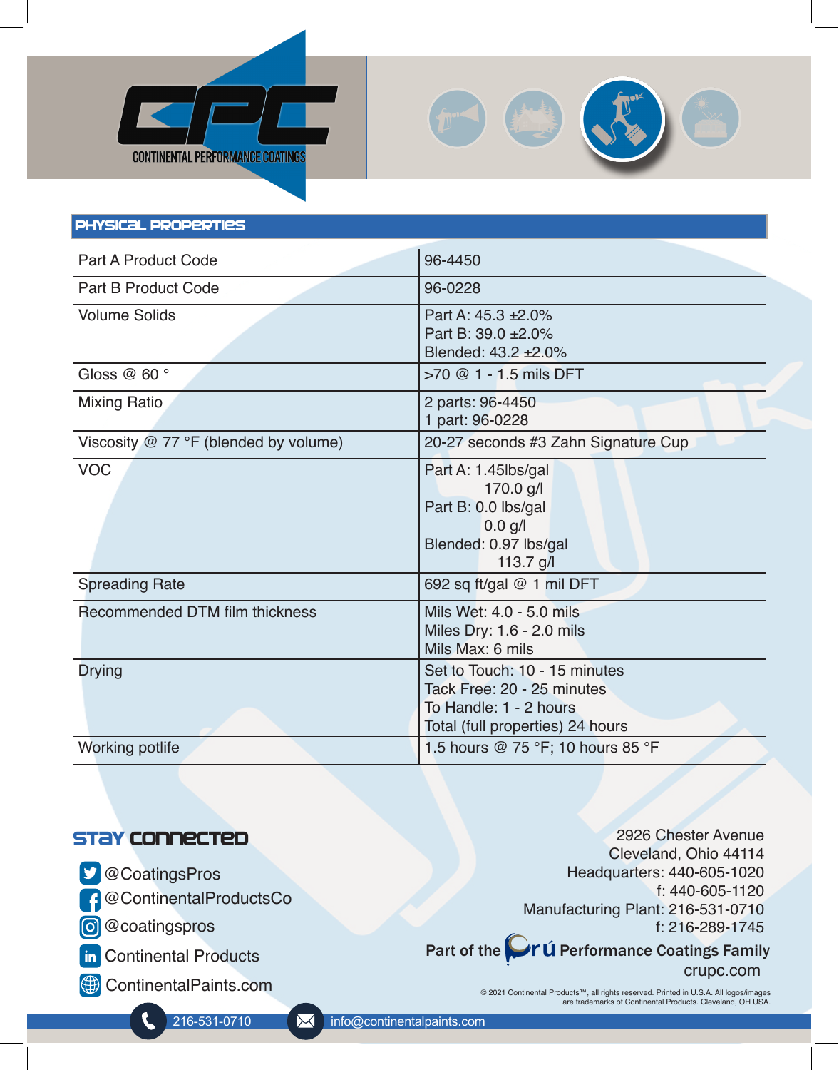CPC

CONTINENTAL PERFORMANCE COATINGS

## PHYSICAL PROPERTIES

| | |
|---|---|
| Part A Product Code | 96-4450 |
| Part B Product Code | 96-0228 |
| Volume Solids | Part A: 45.3 ±2.0%<br>Part B: 39.0 ±2.0%<br>Blended: 43.2 ±2.0% |
| Gloss @ 60 ° | >70 @ 1 - 1.5 mils DFT |
| Mixing Ratio | 2 parts: 96-4450<br>1 part: 96-0228 |
| Viscosity @ 77 °F (blended by volume) | 20-27 seconds #3 Zahn Signature Cup |
| VOC | Part A: 1.45lbs/gal<br>170.0 g/l<br>Part B: 0.0 lbs/gal<br>0.0 g/l<br>Blended: 0.97 lbs/gal<br>113.7 g/l |
| Spreading Rate | 692 sq ft/gal @ 1 mil DFT |
| Recommended DTM film thickness | Mils Wet: 4.0 - 5.0 mils<br>Miles Dry: 1.6 - 2.0 mils<br>Mils Max: 6 mils |
| Drying | Set to Touch: 10 - 15 minutes<br>Tack Free: 20 - 25 minutes<br>To Handle: 1 - 2 hours<br>Total (full properties) 24 hours |
| Working potlife | 1.5 hours @ 75 °F; 10 hours 85 °F |

## STAY CONNECTED

- @CoatingsPros
- @ContinentalProductsCo
- @coatingspros
- Continental Products
- ContinentalPaints.com

2926 Chester Avenue
Cleveland, Ohio 44114
Headquarters: 440-605-1020
f: 440-605-1120
Manufacturing Plant: 216-531-0710
f: 216-289-1745

**Part of the Crú Performance Coatings Family**
crupc.com

© 2021 Continental Products™, all rights reserved. Printed in U.S.A. All logos/images are trademarks of Continental Products. Cleveland, OH USA.

216-531-0710 info@continentalpaints.com